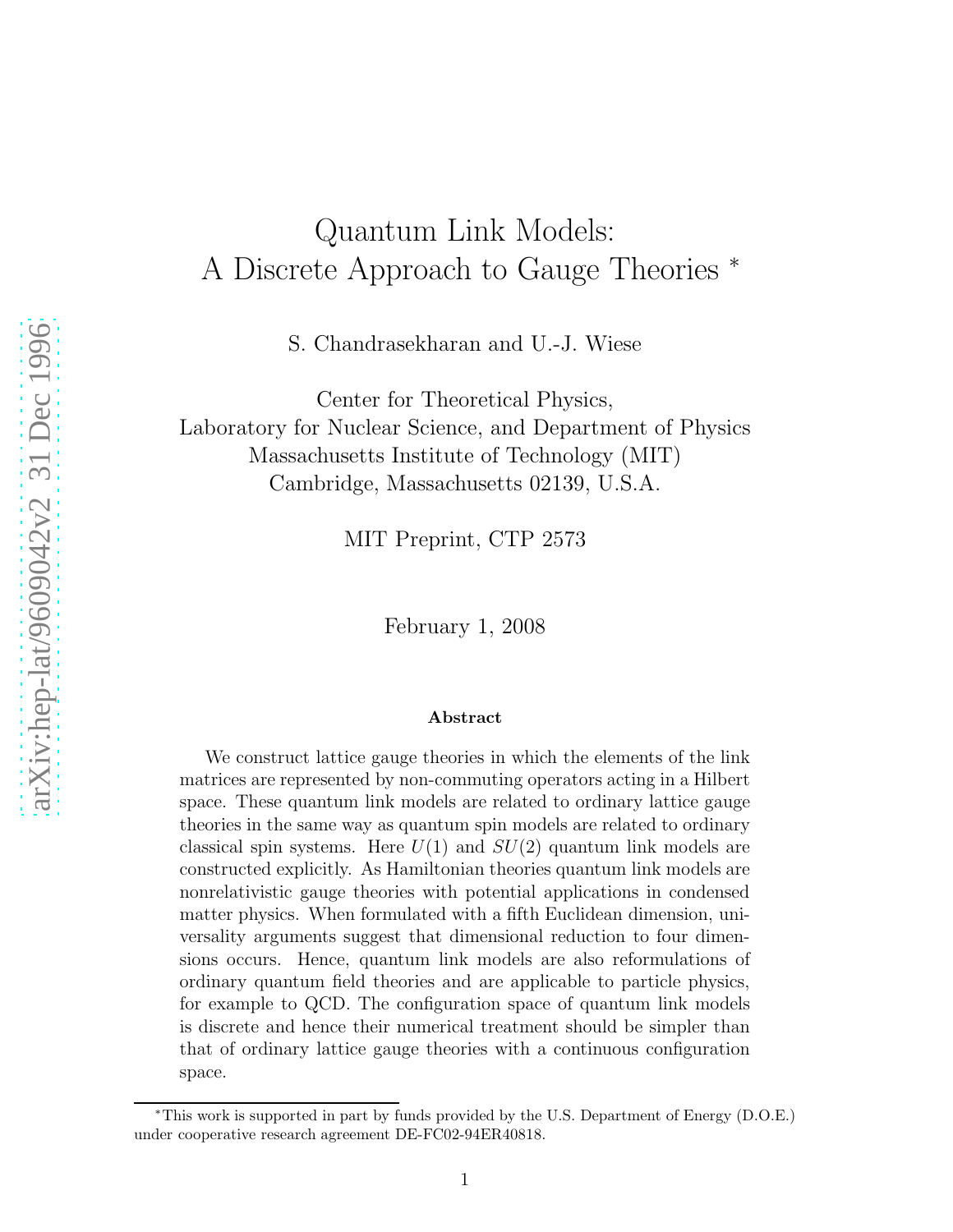# Quantum Link Models: A Discrete Approach to Gauge Theories *

S. Chandrasekharan and U.-J. Wiese

Center for Theoretical Physics,
Laboratory for Nuclear Science, and Department of Physics
Massachusetts Institute of Technology (MIT)
Cambridge, Massachusetts 02139, U.S.A.

MIT Preprint, CTP 2573

February 1, 2008

### Abstract

We construct lattice gauge theories in which the elements of the link matrices are represented by non-commuting operators acting in a Hilbert space. These quantum link models are related to ordinary lattice gauge theories in the same way as quantum spin models are related to ordinary classical spin systems. Here $U(1)$ and $SU(2)$ quantum link models are constructed explicitly. As Hamiltonian theories quantum link models are nonrelativistic gauge theories with potential applications in condensed matter physics. When formulated with a fifth Euclidean dimension, universality arguments suggest that dimensional reduction to four dimensions occurs. Hence, quantum link models are also reformulations of ordinary quantum field theories and are applicable to particle physics, for example to QCD. The configuration space of quantum link models is discrete and hence their numerical treatment should be simpler than that of ordinary lattice gauge theories with a continuous configuration space.

---

*This work is supported in part by funds provided by the U.S. Department of Energy (D.O.E.) under cooperative research agreement DE-FC02-94ER40818.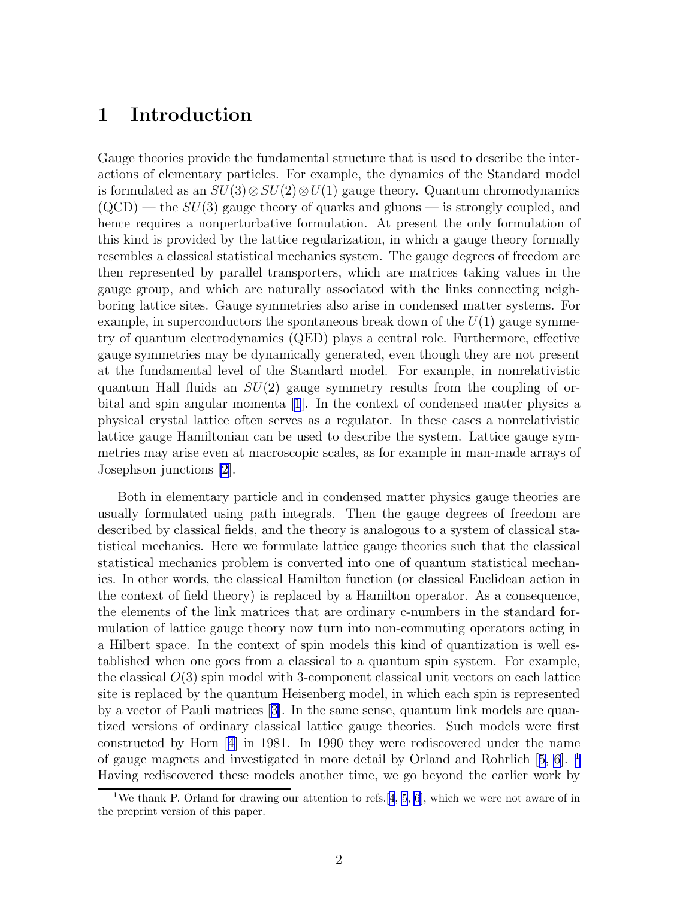# 1 Introduction

Gauge theories provide the fundamental structure that is used to describe the interactions of elementary particles. For example, the dynamics of the Standard model is formulated as an $SU(3) \otimes SU(2) \otimes U(1)$ gauge theory. Quantum chromodynamics (QCD) — the $SU(3)$ gauge theory of quarks and gluons — is strongly coupled, and hence requires a nonperturbative formulation. At present the only formulation of this kind is provided by the lattice regularization, in which a gauge theory formally resembles a classical statistical mechanics system. The gauge degrees of freedom are then represented by parallel transporters, which are matrices taking values in the gauge group, and which are naturally associated with the links connecting neighboring lattice sites. Gauge symmetries also arise in condensed matter systems. For example, in superconductors the spontaneous break down of the $U(1)$ gauge symmetry of quantum electrodynamics (QED) plays a central role. Furthermore, effective gauge symmetries may be dynamically generated, even though they are not present at the fundamental level of the Standard model. For example, in nonrelativistic quantum Hall fluids an $SU(2)$ gauge symmetry results from the coupling of orbital and spin angular momenta [1]. In the context of condensed matter physics a physical crystal lattice often serves as a regulator. In these cases a nonrelativistic lattice gauge Hamiltonian can be used to describe the system. Lattice gauge symmetries may arise even at macroscopic scales, as for example in man-made arrays of Josephson junctions [2].

Both in elementary particle and in condensed matter physics gauge theories are usually formulated using path integrals. Then the gauge degrees of freedom are described by classical fields, and the theory is analogous to a system of classical statistical mechanics. Here we formulate lattice gauge theories such that the classical statistical mechanics problem is converted into one of quantum statistical mechanics. In other words, the classical Hamilton function (or classical Euclidean action in the context of field theory) is replaced by a Hamilton operator. As a consequence, the elements of the link matrices that are ordinary c-numbers in the standard formulation of lattice gauge theory now turn into non-commuting operators acting in a Hilbert space. In the context of spin models this kind of quantization is well established when one goes from a classical to a quantum spin system. For example, the classical $O(3)$ spin model with 3-component classical unit vectors on each lattice site is replaced by the quantum Heisenberg model, in which each spin is represented by a vector of Pauli matrices [3]. In the same sense, quantum link models are quantized versions of ordinary classical lattice gauge theories. Such models were first constructed by Horn [4] in 1981. In 1990 they were rediscovered under the name of gauge magnets and investigated in more detail by Orland and Rohrlich [5, 6]. [1] Having rediscovered these models another time, we go beyond the earlier work by

[1] We thank P. Orland for drawing our attention to refs.[4, 5, 6], which we were not aware of in the preprint version of this paper.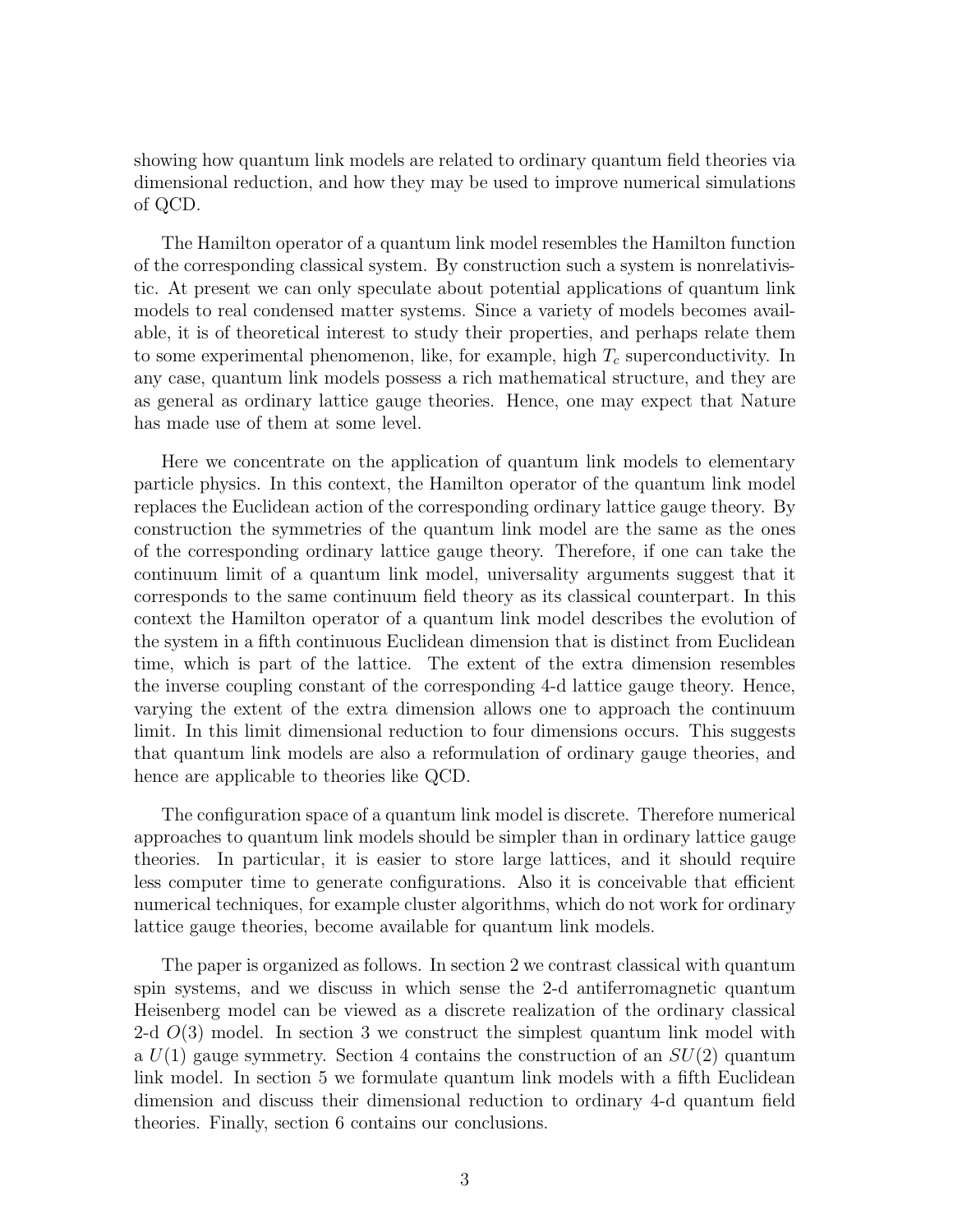showing how quantum link models are related to ordinary quantum field theories via dimensional reduction, and how they may be used to improve numerical simulations of QCD.

The Hamilton operator of a quantum link model resembles the Hamilton function of the corresponding classical system. By construction such a system is nonrelativistic. At present we can only speculate about potential applications of quantum link models to real condensed matter systems. Since a variety of models becomes available, it is of theoretical interest to study their properties, and perhaps relate them to some experimental phenomenon, like, for example, high $T_c$ superconductivity. In any case, quantum link models possess a rich mathematical structure, and they are as general as ordinary lattice gauge theories. Hence, one may expect that Nature has made use of them at some level.

Here we concentrate on the application of quantum link models to elementary particle physics. In this context, the Hamilton operator of the quantum link model replaces the Euclidean action of the corresponding ordinary lattice gauge theory. By construction the symmetries of the quantum link model are the same as the ones of the corresponding ordinary lattice gauge theory. Therefore, if one can take the continuum limit of a quantum link model, universality arguments suggest that it corresponds to the same continuum field theory as its classical counterpart. In this context the Hamilton operator of a quantum link model describes the evolution of the system in a fifth continuous Euclidean dimension that is distinct from Euclidean time, which is part of the lattice. The extent of the extra dimension resembles the inverse coupling constant of the corresponding 4-d lattice gauge theory. Hence, varying the extent of the extra dimension allows one to approach the continuum limit. In this limit dimensional reduction to four dimensions occurs. This suggests that quantum link models are also a reformulation of ordinary gauge theories, and hence are applicable to theories like QCD.

The configuration space of a quantum link model is discrete. Therefore numerical approaches to quantum link models should be simpler than in ordinary lattice gauge theories. In particular, it is easier to store large lattices, and it should require less computer time to generate configurations. Also it is conceivable that efficient numerical techniques, for example cluster algorithms, which do not work for ordinary lattice gauge theories, become available for quantum link models.

The paper is organized as follows. In section 2 we contrast classical with quantum spin systems, and we discuss in which sense the 2-d antiferromagnetic quantum Heisenberg model can be viewed as a discrete realization of the ordinary classical 2-d $O(3)$ model. In section 3 we construct the simplest quantum link model with a $U(1)$ gauge symmetry. Section 4 contains the construction of an $SU(2)$ quantum link model. In section 5 we formulate quantum link models with a fifth Euclidean dimension and discuss their dimensional reduction to ordinary 4-d quantum field theories. Finally, section 6 contains our conclusions.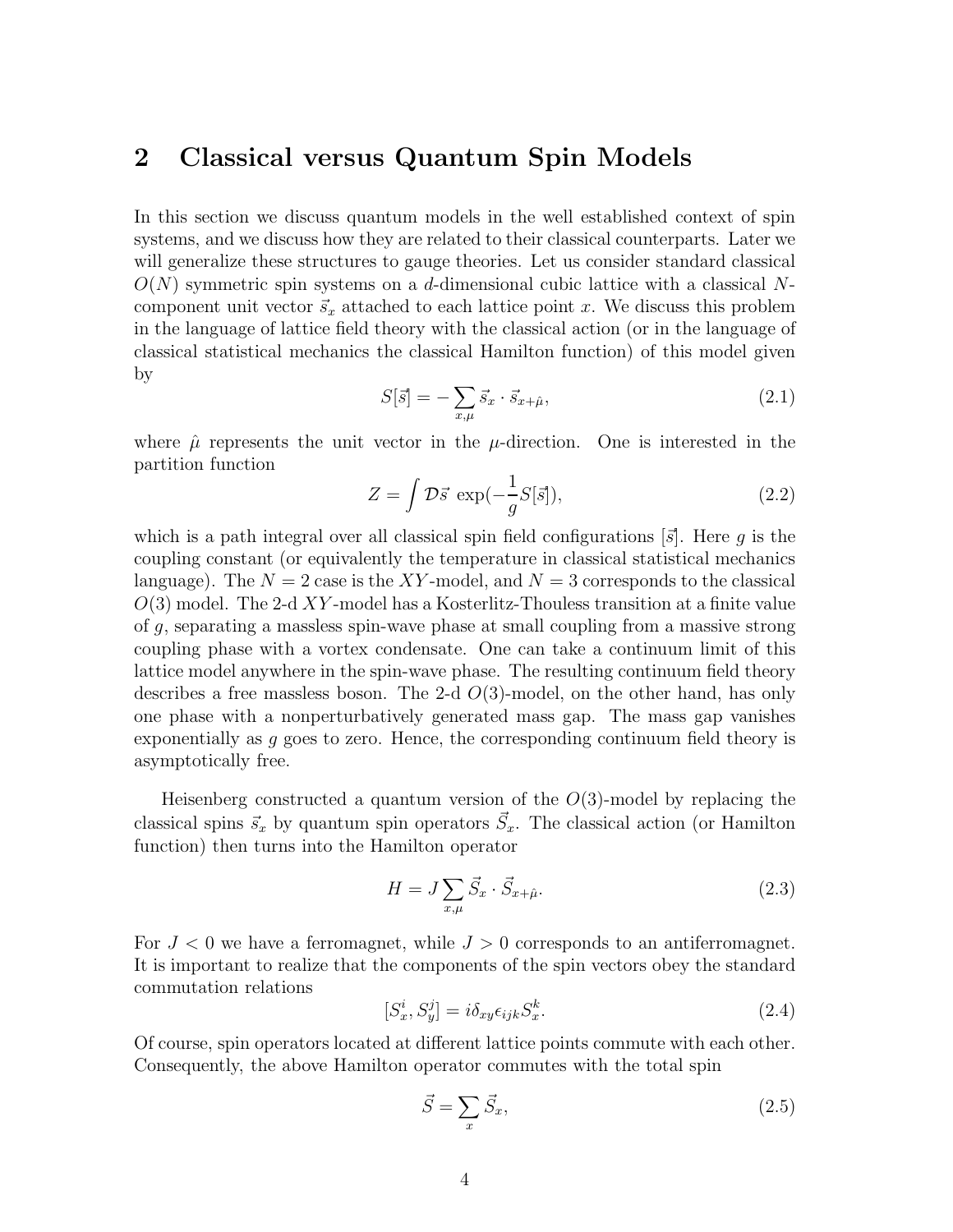## 2 Classical versus Quantum Spin Models

In this section we discuss quantum models in the well established context of spin systems, and we discuss how they are related to their classical counterparts. Later we will generalize these structures to gauge theories. Let us consider standard classical $O(N)$ symmetric spin systems on a $d$-dimensional cubic lattice with a classical $N$-component unit vector $\vec{s}_x$ attached to each lattice point $x$. We discuss this problem in the language of lattice field theory with the classical action (or in the language of classical statistical mechanics the classical Hamilton function) of this model given by

$$S[\vec{s}] = -\sum_{x,\mu} \vec{s}_x \cdot \vec{s}_{x+\hat{\mu}}, \tag{2.1}$$

where $\hat{\mu}$ represents the unit vector in the $\mu$-direction. One is interested in the partition function

$$Z = \int \mathcal{D}\vec{s} \, \exp(-\frac{1}{g} S[\vec{s}]), \tag{2.2}$$

which is a path integral over all classical spin field configurations $[\vec{s}]$. Here $g$ is the coupling constant (or equivalently the temperature in classical statistical mechanics language). The $N = 2$ case is the $XY$-model, and $N = 3$ corresponds to the classical $O(3)$ model. The 2-d $XY$-model has a Kosterlitz-Thouless transition at a finite value of $g$, separating a massless spin-wave phase at small coupling from a massive strong coupling phase with a vortex condensate. One can take a continuum limit of this lattice model anywhere in the spin-wave phase. The resulting continuum field theory describes a free massless boson. The 2-d $O(3)$-model, on the other hand, has only one phase with a nonperturbatively generated mass gap. The mass gap vanishes exponentially as $g$ goes to zero. Hence, the corresponding continuum field theory is asymptotically free.

Heisenberg constructed a quantum version of the $O(3)$-model by replacing the classical spins $\vec{s}_x$ by quantum spin operators $\vec{S}_x$. The classical action (or Hamilton function) then turns into the Hamilton operator

$$H = J \sum_{x,\mu} \vec{S}_x \cdot \vec{S}_{x+\hat{\mu}}. \tag{2.3}$$

For $J < 0$ we have a ferromagnet, while $J > 0$ corresponds to an antiferromagnet. It is important to realize that the components of the spin vectors obey the standard commutation relations

$$[S_x^i, S_y^j] = i\delta_{xy}\epsilon_{ijk} S_x^k. \tag{2.4}$$

Of course, spin operators located at different lattice points commute with each other. Consequently, the above Hamilton operator commutes with the total spin

$$\vec{S} = \sum_x \vec{S}_x, \tag{2.5}$$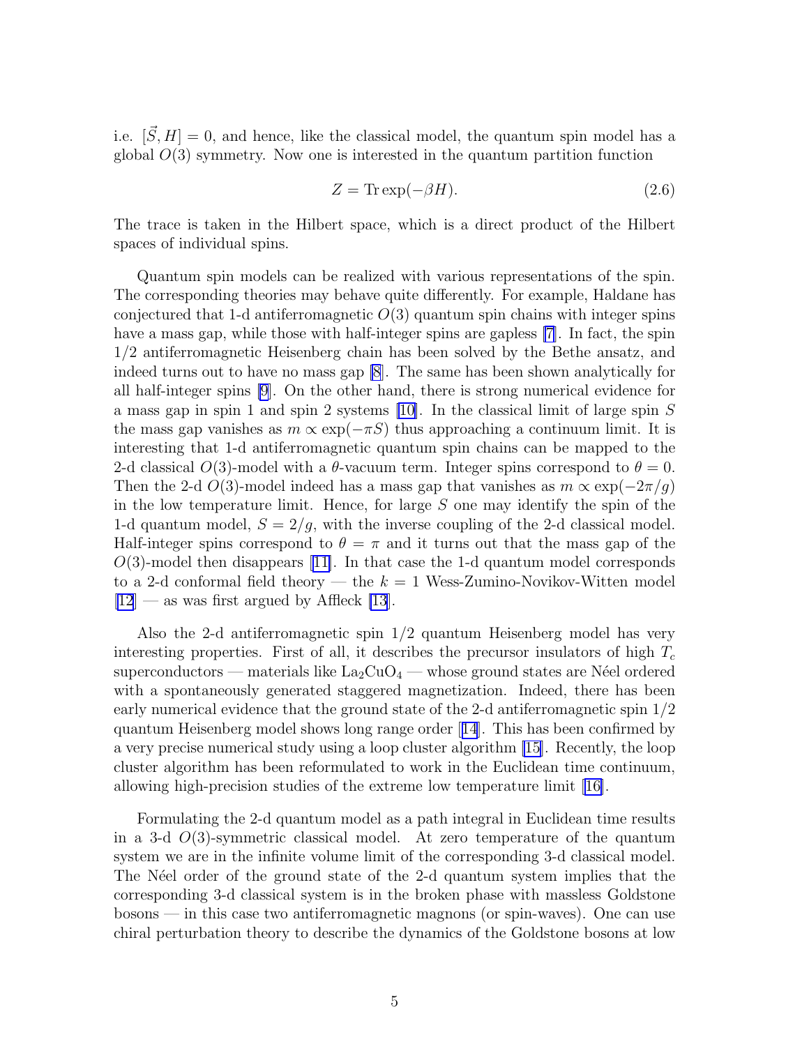i.e. $[\vec{S}, H] = 0$, and hence, like the classical model, the quantum spin model has a global $O(3)$ symmetry. Now one is interested in the quantum partition function

$$Z = \mathrm{Tr} \exp(-\beta H). \tag{2.6}$$

The trace is taken in the Hilbert space, which is a direct product of the Hilbert spaces of individual spins.

Quantum spin models can be realized with various representations of the spin. The corresponding theories may behave quite differently. For example, Haldane has conjectured that 1-d antiferromagnetic $O(3)$ quantum spin chains with integer spins have a mass gap, while those with half-integer spins are gapless [7]. In fact, the spin 1/2 antiferromagnetic Heisenberg chain has been solved by the Bethe ansatz, and indeed turns out to have no mass gap [8]. The same has been shown analytically for all half-integer spins [9]. On the other hand, there is strong numerical evidence for a mass gap in spin 1 and spin 2 systems [10]. In the classical limit of large spin $S$ the mass gap vanishes as $m \propto \exp(-\pi S)$ thus approaching a continuum limit. It is interesting that 1-d antiferromagnetic quantum spin chains can be mapped to the 2-d classical $O(3)$-model with a $\theta$-vacuum term. Integer spins correspond to $\theta = 0$. Then the 2-d $O(3)$-model indeed has a mass gap that vanishes as $m \propto \exp(-2\pi/g)$ in the low temperature limit. Hence, for large $S$ one may identify the spin of the 1-d quantum model, $S = 2/g$, with the inverse coupling of the 2-d classical model. Half-integer spins correspond to $\theta = \pi$ and it turns out that the mass gap of the $O(3)$-model then disappears [11]. In that case the 1-d quantum model corresponds to a 2-d conformal field theory — the $k = 1$ Wess-Zumino-Novikov-Witten model [12] — as was first argued by Affleck [13].

Also the 2-d antiferromagnetic spin 1/2 quantum Heisenberg model has very interesting properties. First of all, it describes the precursor insulators of high $T_c$ superconductors — materials like $La_2CuO_4$ — whose ground states are Néel ordered with a spontaneously generated staggered magnetization. Indeed, there has been early numerical evidence that the ground state of the 2-d antiferromagnetic spin 1/2 quantum Heisenberg model shows long range order [14]. This has been confirmed by a very precise numerical study using a loop cluster algorithm [15]. Recently, the loop cluster algorithm has been reformulated to work in the Euclidean time continuum, allowing high-precision studies of the extreme low temperature limit [16].

Formulating the 2-d quantum model as a path integral in Euclidean time results in a 3-d $O(3)$-symmetric classical model. At zero temperature of the quantum system we are in the infinite volume limit of the corresponding 3-d classical model. The Néel order of the ground state of the 2-d quantum system implies that the corresponding 3-d classical system is in the broken phase with massless Goldstone bosons — in this case two antiferromagnetic magnons (or spin-waves). One can use chiral perturbation theory to describe the dynamics of the Goldstone bosons at low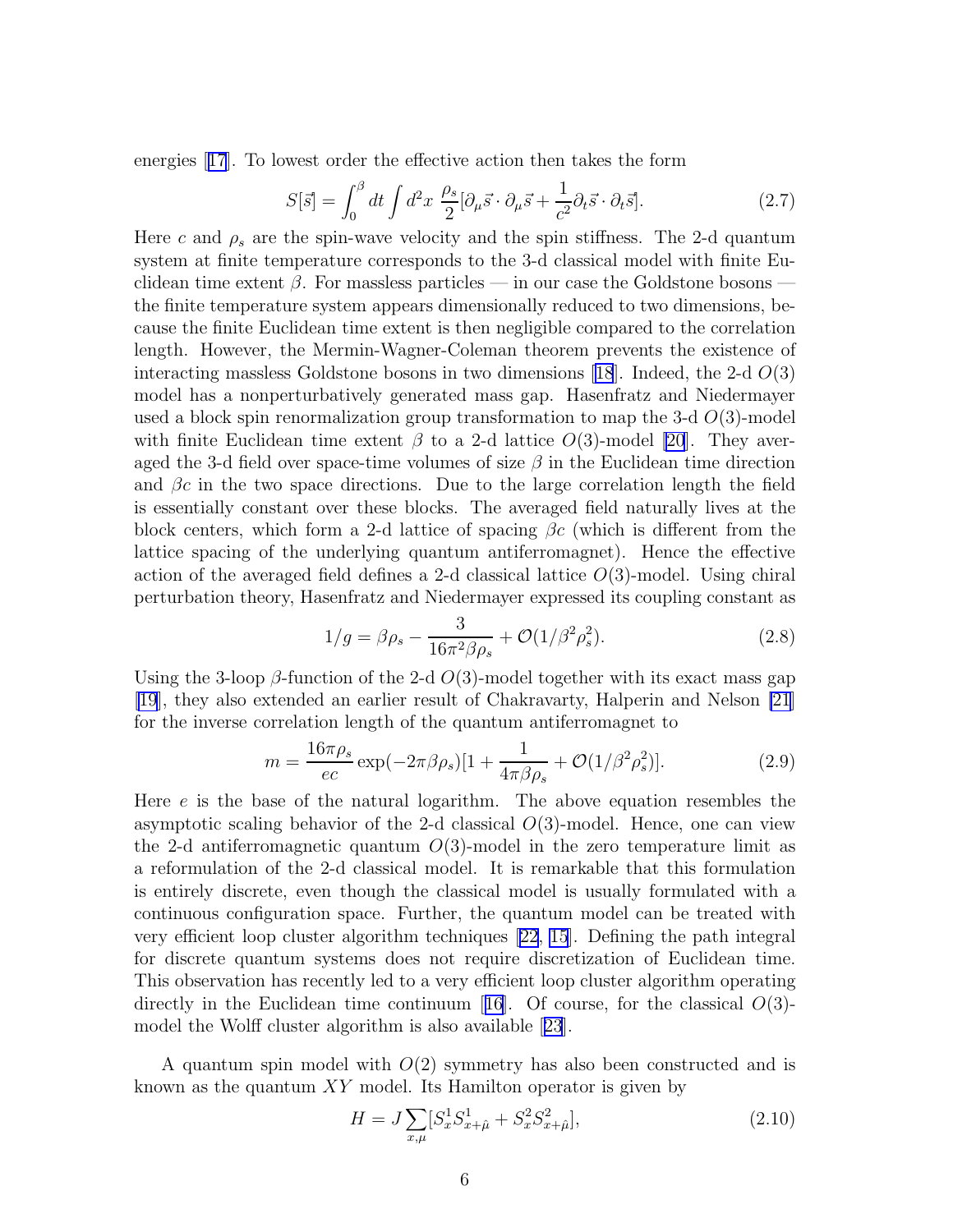energies [17]. To lowest order the effective action then takes the form

$$S[\vec{s}] = \int_0^\beta dt \int d^2x \; \frac{\rho_s}{2}[\partial_\mu \vec{s} \cdot \partial_\mu \vec{s} + \frac{1}{c^2}\partial_t \vec{s} \cdot \partial_t \vec{s}]. \tag{2.7}$$

Here $c$ and $\rho_s$ are the spin-wave velocity and the spin stiffness. The 2-d quantum system at finite temperature corresponds to the 3-d classical model with finite Euclidean time extent $\beta$. For massless particles — in our case the Goldstone bosons — the finite temperature system appears dimensionally reduced to two dimensions, because the finite Euclidean time extent is then negligible compared to the correlation length. However, the Mermin-Wagner-Coleman theorem prevents the existence of interacting massless Goldstone bosons in two dimensions [18]. Indeed, the 2-d $O(3)$ model has a nonperturbatively generated mass gap. Hasenfratz and Niedermayer used a block spin renormalization group transformation to map the 3-d $O(3)$-model with finite Euclidean time extent $\beta$ to a 2-d lattice $O(3)$-model [20]. They averaged the 3-d field over space-time volumes of size $\beta$ in the Euclidean time direction and $\beta c$ in the two space directions. Due to the large correlation length the field is essentially constant over these blocks. The averaged field naturally lives at the block centers, which form a 2-d lattice of spacing $\beta c$ (which is different from the lattice spacing of the underlying quantum antiferromagnet). Hence the effective action of the averaged field defines a 2-d classical lattice $O(3)$-model. Using chiral perturbation theory, Hasenfratz and Niedermayer expressed its coupling constant as

$$1/g = \beta\rho_s - \frac{3}{16\pi^2\beta\rho_s} + \mathcal{O}(1/\beta^2\rho_s^2). \tag{2.8}$$

Using the 3-loop $\beta$-function of the 2-d $O(3)$-model together with its exact mass gap [19], they also extended an earlier result of Chakravarty, Halperin and Nelson [21] for the inverse correlation length of the quantum antiferromagnet to

$$m = \frac{16\pi\rho_s}{ec}\exp(-2\pi\beta\rho_s)[1 + \frac{1}{4\pi\beta\rho_s} + \mathcal{O}(1/\beta^2\rho_s^2)]. \tag{2.9}$$

Here $e$ is the base of the natural logarithm. The above equation resembles the asymptotic scaling behavior of the 2-d classical $O(3)$-model. Hence, one can view the 2-d antiferromagnetic quantum $O(3)$-model in the zero temperature limit as a reformulation of the 2-d classical model. It is remarkable that this formulation is entirely discrete, even though the classical model is usually formulated with a continuous configuration space. Further, the quantum model can be treated with very efficient loop cluster algorithm techniques [22, 15]. Defining the path integral for discrete quantum systems does not require discretization of Euclidean time. This observation has recently led to a very efficient loop cluster algorithm operating directly in the Euclidean time continuum [16]. Of course, for the classical $O(3)$-model the Wolff cluster algorithm is also available [23].

A quantum spin model with $O(2)$ symmetry has also been constructed and is known as the quantum $XY$ model. Its Hamilton operator is given by

$$H = J\sum_{x,\mu}[S_x^1 S_{x+\hat{\mu}}^1 + S_x^2 S_{x+\hat{\mu}}^2], \tag{2.10}$$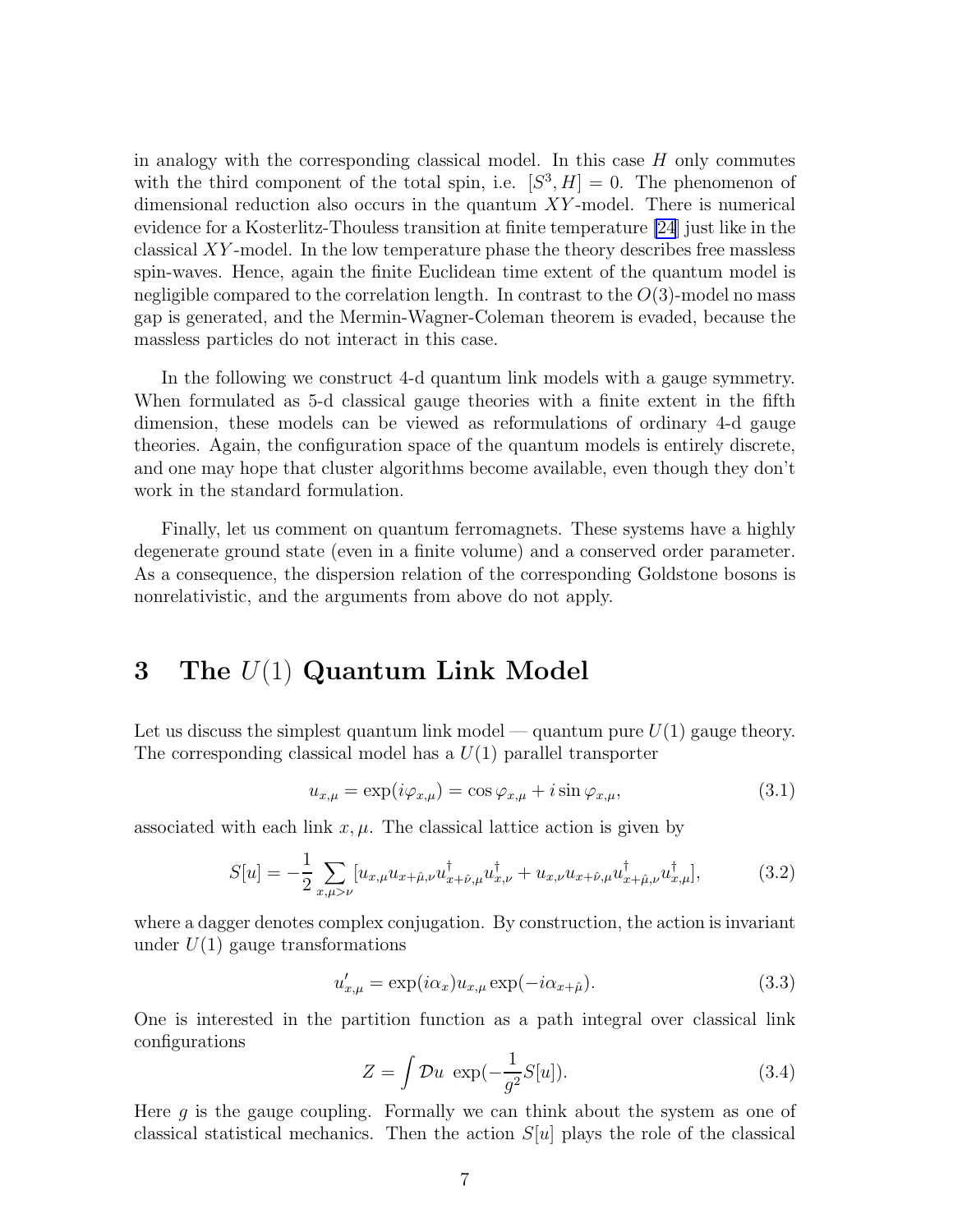in analogy with the corresponding classical model. In this case $H$ only commutes with the third component of the total spin, i.e. $[S^3, H] = 0$. The phenomenon of dimensional reduction also occurs in the quantum $XY$-model. There is numerical evidence for a Kosterlitz-Thouless transition at finite temperature [24] just like in the classical $XY$-model. In the low temperature phase the theory describes free massless spin-waves. Hence, again the finite Euclidean time extent of the quantum model is negligible compared to the correlation length. In contrast to the $O(3)$-model no mass gap is generated, and the Mermin-Wagner-Coleman theorem is evaded, because the massless particles do not interact in this case.

In the following we construct 4-d quantum link models with a gauge symmetry. When formulated as 5-d classical gauge theories with a finite extent in the fifth dimension, these models can be viewed as reformulations of ordinary 4-d gauge theories. Again, the configuration space of the quantum models is entirely discrete, and one may hope that cluster algorithms become available, even though they don't work in the standard formulation.

Finally, let us comment on quantum ferromagnets. These systems have a highly degenerate ground state (even in a finite volume) and a conserved order parameter. As a consequence, the dispersion relation of the corresponding Goldstone bosons is nonrelativistic, and the arguments from above do not apply.

# 3 The $U(1)$ Quantum Link Model

Let us discuss the simplest quantum link model — quantum pure $U(1)$ gauge theory. The corresponding classical model has a $U(1)$ parallel transporter

$$u_{x,\mu} = \exp(i\varphi_{x,\mu}) = \cos\varphi_{x,\mu} + i\sin\varphi_{x,\mu}, \tag{3.1}$$

associated with each link $x, \mu$. The classical lattice action is given by

$$S[u] = -\frac{1}{2}\sum_{x,\mu>\nu}[u_{x,\mu}u_{x+\hat{\mu},\nu}u^{\dagger}_{x+\hat{\nu},\mu}u^{\dagger}_{x,\nu} + u_{x,\nu}u_{x+\hat{\nu},\mu}u^{\dagger}_{x+\hat{\mu},\nu}u^{\dagger}_{x,\mu}], \tag{3.2}$$

where a dagger denotes complex conjugation. By construction, the action is invariant under $U(1)$ gauge transformations

$$u'_{x,\mu} = \exp(i\alpha_x)u_{x,\mu}\exp(-i\alpha_{x+\hat{\mu}}). \tag{3.3}$$

One is interested in the partition function as a path integral over classical link configurations

$$Z = \int \mathcal{D}u\ \exp(-\frac{1}{g^2}S[u]). \tag{3.4}$$

Here $g$ is the gauge coupling. Formally we can think about the system as one of classical statistical mechanics. Then the action $S[u]$ plays the role of the classical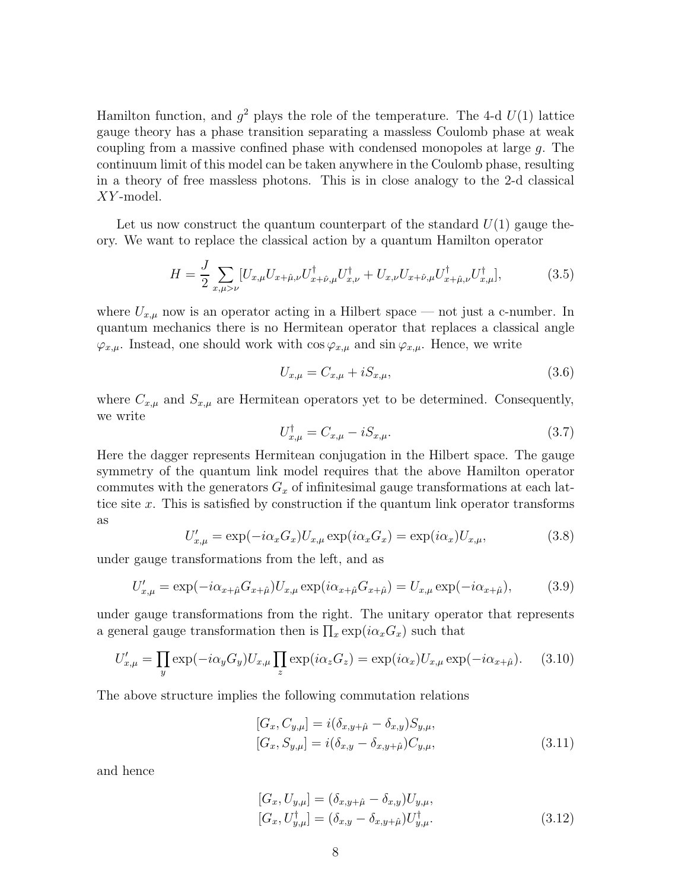Hamilton function, and $g^2$ plays the role of the temperature. The 4-d $U(1)$ lattice gauge theory has a phase transition separating a massless Coulomb phase at weak coupling from a massive confined phase with condensed monopoles at large $g$. The continuum limit of this model can be taken anywhere in the Coulomb phase, resulting in a theory of free massless photons. This is in close analogy to the 2-d classical $XY$-model.

Let us now construct the quantum counterpart of the standard $U(1)$ gauge theory. We want to replace the classical action by a quantum Hamilton operator

$$H = \frac{J}{2} \sum_{x,\mu>\nu} [U_{x,\mu} U_{x+\hat{\mu},\nu} U^\dagger_{x+\hat{\nu},\mu} U^\dagger_{x,\nu} + U_{x,\nu} U_{x+\hat{\nu},\mu} U^\dagger_{x+\hat{\mu},\nu} U^\dagger_{x,\mu}], \tag{3.5}$$

where $U_{x,\mu}$ now is an operator acting in a Hilbert space — not just a c-number. In quantum mechanics there is no Hermitean operator that replaces a classical angle $\varphi_{x,\mu}$. Instead, one should work with $\cos\varphi_{x,\mu}$ and $\sin\varphi_{x,\mu}$. Hence, we write

$$U_{x,\mu} = C_{x,\mu} + i S_{x,\mu}, \tag{3.6}$$

where $C_{x,\mu}$ and $S_{x,\mu}$ are Hermitean operators yet to be determined. Consequently, we write

$$U^\dagger_{x,\mu} = C_{x,\mu} - i S_{x,\mu}. \tag{3.7}$$

Here the dagger represents Hermitean conjugation in the Hilbert space. The gauge symmetry of the quantum link model requires that the above Hamilton operator commutes with the generators $G_x$ of infinitesimal gauge transformations at each lattice site $x$. This is satisfied by construction if the quantum link operator transforms as

$$U'_{x,\mu} = \exp(-i\alpha_x G_x) U_{x,\mu} \exp(i\alpha_x G_x) = \exp(i\alpha_x) U_{x,\mu}, \tag{3.8}$$

under gauge transformations from the left, and as

$$U'_{x,\mu} = \exp(-i\alpha_{x+\hat{\mu}} G_{x+\hat{\mu}}) U_{x,\mu} \exp(i\alpha_{x+\hat{\mu}} G_{x+\hat{\mu}}) = U_{x,\mu} \exp(-i\alpha_{x+\hat{\mu}}), \tag{3.9}$$

under gauge transformations from the right. The unitary operator that represents a general gauge transformation then is $\prod_x \exp(i\alpha_x G_x)$ such that

$$U'_{x,\mu} = \prod_y \exp(-i\alpha_y G_y) U_{x,\mu} \prod_z \exp(i\alpha_z G_z) = \exp(i\alpha_x) U_{x,\mu} \exp(-i\alpha_{x+\hat{\mu}}). \tag{3.10}$$

The above structure implies the following commutation relations

$$\begin{aligned} [G_x, C_{y,\mu}] &= i(\delta_{x,y+\hat{\mu}} - \delta_{x,y}) S_{y,\mu}, \\ [G_x, S_{y,\mu}] &= i(\delta_{x,y} - \delta_{x,y+\hat{\mu}}) C_{y,\mu}, \end{aligned} \tag{3.11}$$

and hence

$$\begin{aligned} [G_x, U_{y,\mu}] &= (\delta_{x,y+\hat{\mu}} - \delta_{x,y}) U_{y,\mu}, \\ [G_x, U^\dagger_{y,\mu}] &= (\delta_{x,y} - \delta_{x,y+\hat{\mu}}) U^\dagger_{y,\mu}. \end{aligned} \tag{3.12}$$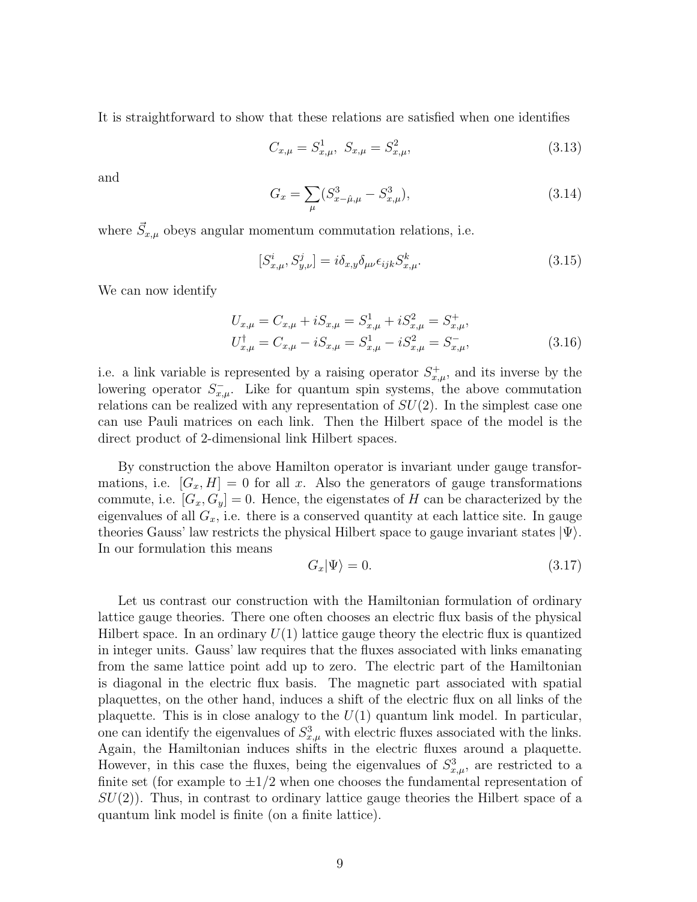It is straightforward to show that these relations are satisfied when one identifies

$$C_{x,\mu} = S^1_{x,\mu}, \;\; S_{x,\mu} = S^2_{x,\mu}, \tag{3.13}$$

and

$$G_x = \sum_\mu (S^3_{x-\hat{\mu},\mu} - S^3_{x,\mu}), \tag{3.14}$$

where $\vec{S}_{x,\mu}$ obeys angular momentum commutation relations, i.e.

$$[S^i_{x,\mu}, S^j_{y,\nu}] = i\delta_{x,y}\delta_{\mu\nu}\epsilon_{ijk}S^k_{x,\mu}. \tag{3.15}$$

We can now identify

$$\begin{aligned} U_{x,\mu} &= C_{x,\mu} + iS_{x,\mu} = S^1_{x,\mu} + iS^2_{x,\mu} = S^+_{x,\mu}, \\ U^\dagger_{x,\mu} &= C_{x,\mu} - iS_{x,\mu} = S^1_{x,\mu} - iS^2_{x,\mu} = S^-_{x,\mu}, \end{aligned} \tag{3.16}$$

i.e. a link variable is represented by a raising operator $S^+_{x,\mu}$, and its inverse by the lowering operator $S^-_{x,\mu}$. Like for quantum spin systems, the above commutation relations can be realized with any representation of $SU(2)$. In the simplest case one can use Pauli matrices on each link. Then the Hilbert space of the model is the direct product of 2-dimensional link Hilbert spaces.

By construction the above Hamilton operator is invariant under gauge transformations, i.e. $[G_x, H] = 0$ for all $x$. Also the generators of gauge transformations commute, i.e. $[G_x, G_y] = 0$. Hence, the eigenstates of $H$ can be characterized by the eigenvalues of all $G_x$, i.e. there is a conserved quantity at each lattice site. In gauge theories Gauss' law restricts the physical Hilbert space to gauge invariant states $|\Psi\rangle$. In our formulation this means

$$G_x|\Psi\rangle = 0. \tag{3.17}$$

Let us contrast our construction with the Hamiltonian formulation of ordinary lattice gauge theories. There one often chooses an electric flux basis of the physical Hilbert space. In an ordinary $U(1)$ lattice gauge theory the electric flux is quantized in integer units. Gauss' law requires that the fluxes associated with links emanating from the same lattice point add up to zero. The electric part of the Hamiltonian is diagonal in the electric flux basis. The magnetic part associated with spatial plaquettes, on the other hand, induces a shift of the electric flux on all links of the plaquette. This is in close analogy to the $U(1)$ quantum link model. In particular, one can identify the eigenvalues of $S^3_{x,\mu}$ with electric fluxes associated with the links. Again, the Hamiltonian induces shifts in the electric fluxes around a plaquette. However, in this case the fluxes, being the eigenvalues of $S^3_{x,\mu}$, are restricted to a finite set (for example to $\pm 1/2$ when one chooses the fundamental representation of $SU(2)$). Thus, in contrast to ordinary lattice gauge theories the Hilbert space of a quantum link model is finite (on a finite lattice).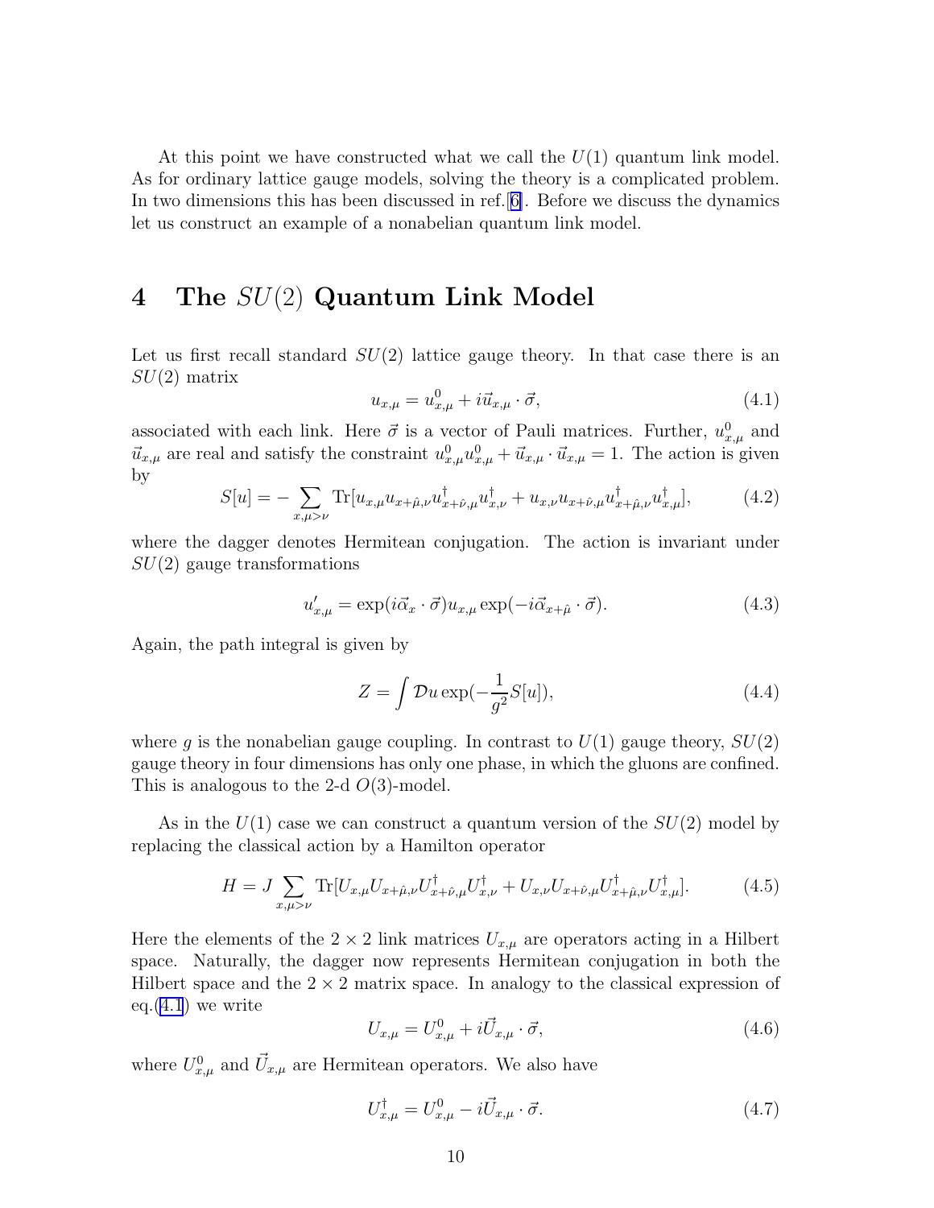At this point we have constructed what we call the $U(1)$ quantum link model. As for ordinary lattice gauge models, solving the theory is a complicated problem. In two dimensions this has been discussed in ref.[6]. Before we discuss the dynamics let us construct an example of a nonabelian quantum link model.

# 4 The $SU(2)$ Quantum Link Model

Let us first recall standard $SU(2)$ lattice gauge theory. In that case there is an $SU(2)$ matrix

$$u_{x,\mu} = u^0_{x,\mu} + i\vec{u}_{x,\mu} \cdot \vec{\sigma}, \tag{4.1}$$

associated with each link. Here $\vec{\sigma}$ is a vector of Pauli matrices. Further, $u^0_{x,\mu}$ and $\vec{u}_{x,\mu}$ are real and satisfy the constraint $u^0_{x,\mu}u^0_{x,\mu} + \vec{u}_{x,\mu} \cdot \vec{u}_{x,\mu} = 1$. The action is given by

$$S[u] = -\sum_{x,\mu>\nu} \mathrm{Tr}[u_{x,\mu}u_{x+\hat{\mu},\nu}u^\dagger_{x+\hat{\nu},\mu}u^\dagger_{x,\nu} + u_{x,\nu}u_{x+\hat{\nu},\mu}u^\dagger_{x+\hat{\mu},\nu}u^\dagger_{x,\mu}], \tag{4.2}$$

where the dagger denotes Hermitean conjugation. The action is invariant under $SU(2)$ gauge transformations

$$u'_{x,\mu} = \exp(i\vec{\alpha}_x \cdot \vec{\sigma})u_{x,\mu}\exp(-i\vec{\alpha}_{x+\hat{\mu}} \cdot \vec{\sigma}). \tag{4.3}$$

Again, the path integral is given by

$$Z = \int \mathcal{D}u \exp(-\frac{1}{g^2}S[u]), \tag{4.4}$$

where $g$ is the nonabelian gauge coupling. In contrast to $U(1)$ gauge theory, $SU(2)$ gauge theory in four dimensions has only one phase, in which the gluons are confined. This is analogous to the 2-d $O(3)$-model.

As in the $U(1)$ case we can construct a quantum version of the $SU(2)$ model by replacing the classical action by a Hamilton operator

$$H = J\sum_{x,\mu>\nu} \mathrm{Tr}[U_{x,\mu}U_{x+\hat{\mu},\nu}U^\dagger_{x+\hat{\nu},\mu}U^\dagger_{x,\nu} + U_{x,\nu}U_{x+\hat{\nu},\mu}U^\dagger_{x+\hat{\mu},\nu}U^\dagger_{x,\mu}]. \tag{4.5}$$

Here the elements of the $2 \times 2$ link matrices $U_{x,\mu}$ are operators acting in a Hilbert space. Naturally, the dagger now represents Hermitean conjugation in both the Hilbert space and the $2 \times 2$ matrix space. In analogy to the classical expression of eq.(4.1) we write

$$U_{x,\mu} = U^0_{x,\mu} + i\vec{U}_{x,\mu} \cdot \vec{\sigma}, \tag{4.6}$$

where $U^0_{x,\mu}$ and $\vec{U}_{x,\mu}$ are Hermitean operators. We also have

$$U^\dagger_{x,\mu} = U^0_{x,\mu} - i\vec{U}_{x,\mu} \cdot \vec{\sigma}. \tag{4.7}$$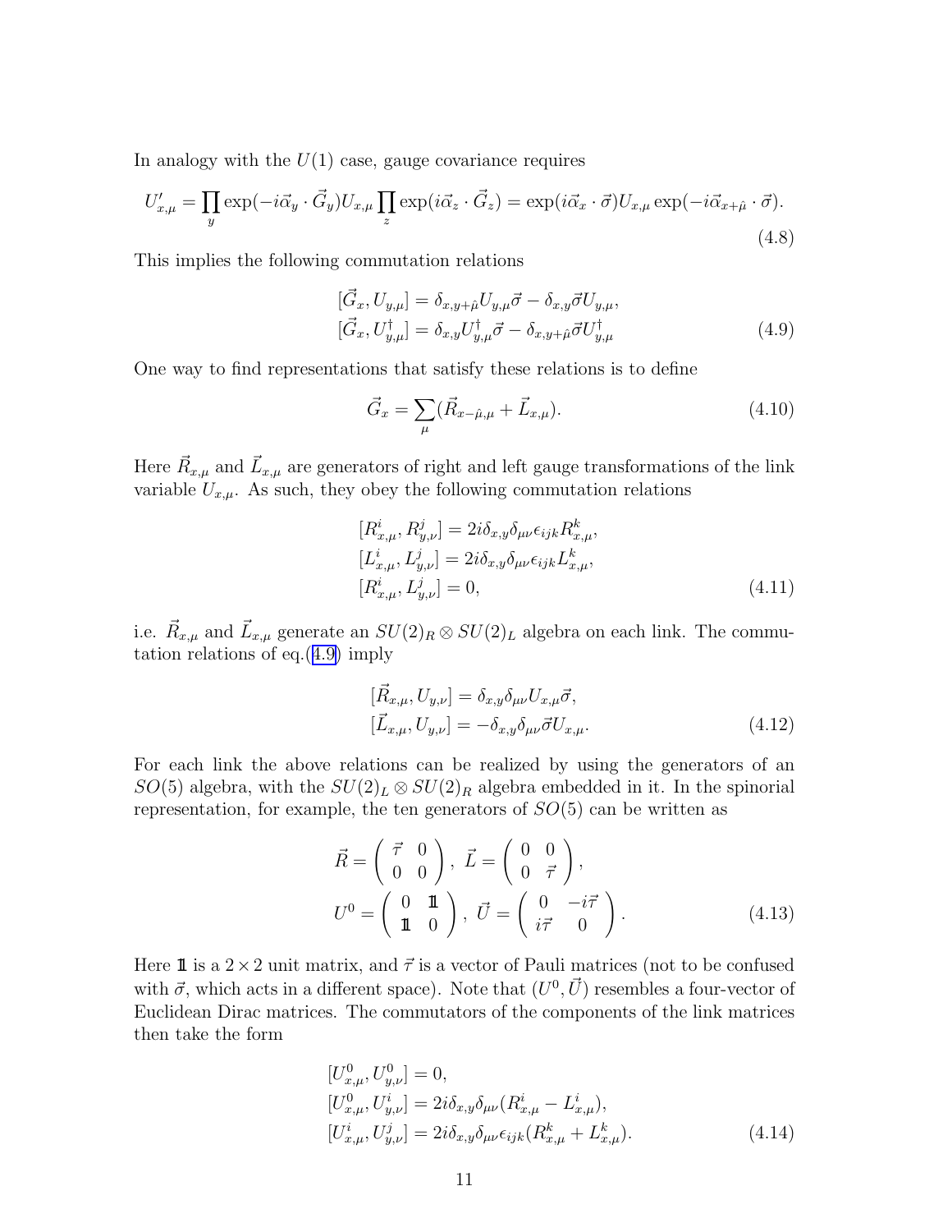In analogy with the $U(1)$ case, gauge covariance requires

$$U'_{x,\mu} = \prod_y \exp(-i\vec{\alpha}_y \cdot \vec{G}_y) U_{x,\mu} \prod_z \exp(i\vec{\alpha}_z \cdot \vec{G}_z) = \exp(i\vec{\alpha}_x \cdot \vec{\sigma}) U_{x,\mu} \exp(-i\vec{\alpha}_{x+\hat{\mu}} \cdot \vec{\sigma}). \tag{4.8}$$

This implies the following commutation relations

$$\begin{aligned}
[\vec{G}_x, U_{y,\mu}] &= \delta_{x,y+\hat{\mu}} U_{y,\mu} \vec{\sigma} - \delta_{x,y} \vec{\sigma} U_{y,\mu}, \\
[\vec{G}_x, U^\dagger_{y,\mu}] &= \delta_{x,y} U^\dagger_{y,\mu} \vec{\sigma} - \delta_{x,y+\hat{\mu}} \vec{\sigma} U^\dagger_{y,\mu}
\end{aligned} \tag{4.9}$$

One way to find representations that satisfy these relations is to define

$$\vec{G}_x = \sum_\mu (\vec{R}_{x-\hat{\mu},\mu} + \vec{L}_{x,\mu}). \tag{4.10}$$

Here $\vec{R}_{x,\mu}$ and $\vec{L}_{x,\mu}$ are generators of right and left gauge transformations of the link variable $U_{x,\mu}$. As such, they obey the following commutation relations

$$\begin{aligned}
[R^i_{x,\mu}, R^j_{y,\nu}] &= 2i\delta_{x,y}\delta_{\mu\nu}\epsilon_{ijk} R^k_{x,\mu}, \\
[L^i_{x,\mu}, L^j_{y,\nu}] &= 2i\delta_{x,y}\delta_{\mu\nu}\epsilon_{ijk} L^k_{x,\mu}, \\
[R^i_{x,\mu}, L^j_{y,\nu}] &= 0,
\end{aligned} \tag{4.11}$$

i.e. $\vec{R}_{x,\mu}$ and $\vec{L}_{x,\mu}$ generate an $SU(2)_R \otimes SU(2)_L$ algebra on each link. The commutation relations of eq.(4.9) imply

$$\begin{aligned}
[\vec{R}_{x,\mu}, U_{y,\nu}] &= \delta_{x,y}\delta_{\mu\nu} U_{x,\mu}\vec{\sigma}, \\
[\vec{L}_{x,\mu}, U_{y,\nu}] &= -\delta_{x,y}\delta_{\mu\nu} \vec{\sigma} U_{x,\mu}.
\end{aligned} \tag{4.12}$$

For each link the above relations can be realized by using the generators of an $SO(5)$ algebra, with the $SU(2)_L \otimes SU(2)_R$ algebra embedded in it. In the spinorial representation, for example, the ten generators of $SO(5)$ can be written as

$$\begin{aligned}
\vec{R} &= \begin{pmatrix} \vec{\tau} & 0 \\ 0 & 0 \end{pmatrix}, \ \vec{L} = \begin{pmatrix} 0 & 0 \\ 0 & \vec{\tau} \end{pmatrix}, \\
U^0 &= \begin{pmatrix} 0 & \mathbb{1} \\ \mathbb{1} & 0 \end{pmatrix}, \ \vec{U} = \begin{pmatrix} 0 & -i\vec{\tau} \\ i\vec{\tau} & 0 \end{pmatrix}.
\end{aligned} \tag{4.13}$$

Here $\mathbb{1}$ is a $2 \times 2$ unit matrix, and $\vec{\tau}$ is a vector of Pauli matrices (not to be confused with $\vec{\sigma}$, which acts in a different space). Note that $(U^0, \vec{U})$ resembles a four-vector of Euclidean Dirac matrices. The commutators of the components of the link matrices then take the form

$$\begin{aligned}
[U^0_{x,\mu}, U^0_{y,\nu}] &= 0, \\
[U^0_{x,\mu}, U^i_{y,\nu}] &= 2i\delta_{x,y}\delta_{\mu\nu}(R^i_{x,\mu} - L^i_{x,\mu}), \\
[U^i_{x,\mu}, U^j_{y,\nu}] &= 2i\delta_{x,y}\delta_{\mu\nu}\epsilon_{ijk}(R^k_{x,\mu} + L^k_{x,\mu}).
\end{aligned} \tag{4.14}$$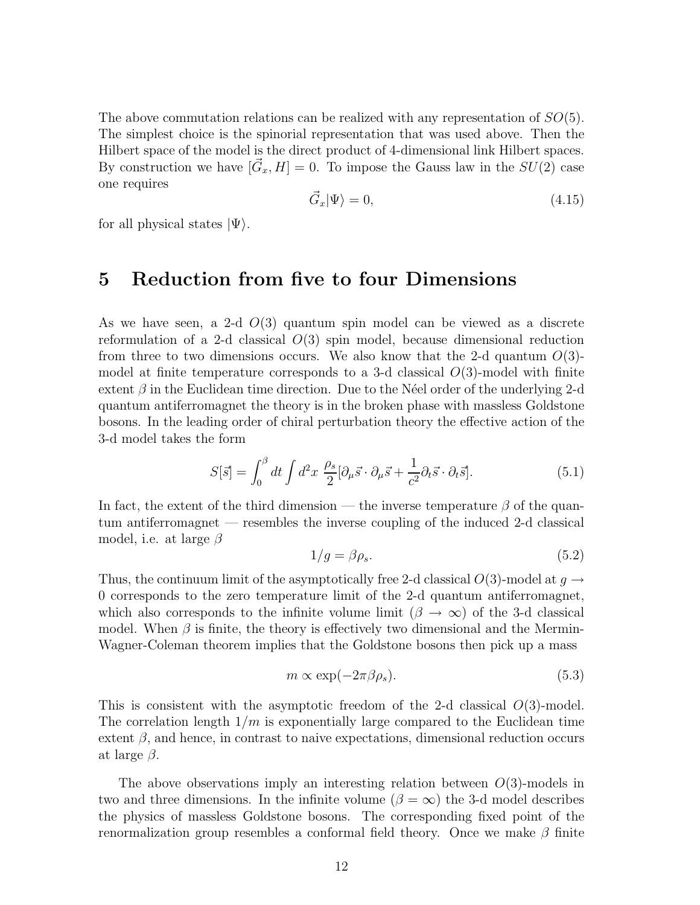The above commutation relations can be realized with any representation of $SO(5)$. The simplest choice is the spinorial representation that was used above. Then the Hilbert space of the model is the direct product of 4-dimensional link Hilbert spaces. By construction we have $[\vec{G}_x, H] = 0$. To impose the Gauss law in the $SU(2)$ case one requires

$$\vec{G}_x |\Psi\rangle = 0, \tag{4.15}$$

for all physical states $|\Psi\rangle$.

# 5 Reduction from five to four Dimensions

As we have seen, a 2-d $O(3)$ quantum spin model can be viewed as a discrete reformulation of a 2-d classical $O(3)$ spin model, because dimensional reduction from three to two dimensions occurs. We also know that the 2-d quantum $O(3)$-model at finite temperature corresponds to a 3-d classical $O(3)$-model with finite extent $\beta$ in the Euclidean time direction. Due to the Néel order of the underlying 2-d quantum antiferromagnet the theory is in the broken phase with massless Goldstone bosons. In the leading order of chiral perturbation theory the effective action of the 3-d model takes the form

$$S[\vec{s}] = \int_0^\beta dt \int d^2x \; \frac{\rho_s}{2}[\partial_\mu \vec{s} \cdot \partial_\mu \vec{s} + \frac{1}{c^2} \partial_t \vec{s} \cdot \partial_t \vec{s}]. \tag{5.1}$$

In fact, the extent of the third dimension — the inverse temperature $\beta$ of the quantum antiferromagnet — resembles the inverse coupling of the induced 2-d classical model, i.e. at large $\beta$

$$1/g = \beta \rho_s. \tag{5.2}$$

Thus, the continuum limit of the asymptotically free 2-d classical $O(3)$-model at $g \rightarrow 0$ corresponds to the zero temperature limit of the 2-d quantum antiferromagnet, which also corresponds to the infinite volume limit ($\beta \rightarrow \infty$) of the 3-d classical model. When $\beta$ is finite, the theory is effectively two dimensional and the Mermin-Wagner-Coleman theorem implies that the Goldstone bosons then pick up a mass

$$m \propto \exp(-2\pi\beta\rho_s). \tag{5.3}$$

This is consistent with the asymptotic freedom of the 2-d classical $O(3)$-model. The correlation length $1/m$ is exponentially large compared to the Euclidean time extent $\beta$, and hence, in contrast to naive expectations, dimensional reduction occurs at large $\beta$.

The above observations imply an interesting relation between $O(3)$-models in two and three dimensions. In the infinite volume ($\beta = \infty$) the 3-d model describes the physics of massless Goldstone bosons. The corresponding fixed point of the renormalization group resembles a conformal field theory. Once we make $\beta$ finite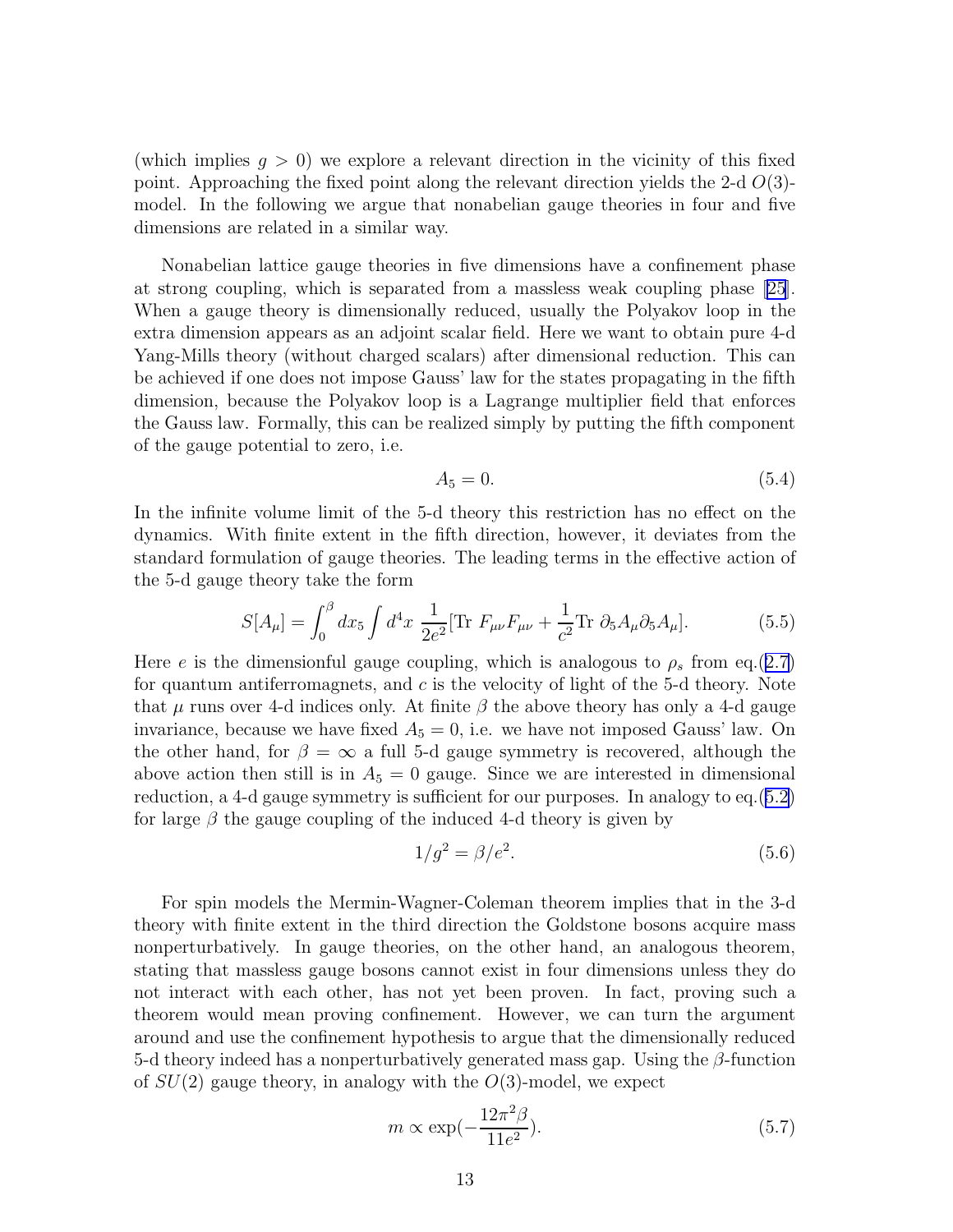(which implies $g > 0$) we explore a relevant direction in the vicinity of this fixed point. Approaching the fixed point along the relevant direction yields the 2-d $O(3)$-model. In the following we argue that nonabelian gauge theories in four and five dimensions are related in a similar way.

Nonabelian lattice gauge theories in five dimensions have a confinement phase at strong coupling, which is separated from a massless weak coupling phase [25]. When a gauge theory is dimensionally reduced, usually the Polyakov loop in the extra dimension appears as an adjoint scalar field. Here we want to obtain pure 4-d Yang-Mills theory (without charged scalars) after dimensional reduction. This can be achieved if one does not impose Gauss' law for the states propagating in the fifth dimension, because the Polyakov loop is a Lagrange multiplier field that enforces the Gauss law. Formally, this can be realized simply by putting the fifth component of the gauge potential to zero, i.e.

$$A_5 = 0. \tag{5.4}$$

In the infinite volume limit of the 5-d theory this restriction has no effect on the dynamics. With finite extent in the fifth direction, however, it deviates from the standard formulation of gauge theories. The leading terms in the effective action of the 5-d gauge theory take the form

$$S[A_\mu] = \int_0^\beta dx_5 \int d^4x \ \frac{1}{2e^2}[\text{Tr}\ F_{\mu\nu}F_{\mu\nu} + \frac{1}{c^2}\text{Tr}\ \partial_5 A_\mu \partial_5 A_\mu]. \tag{5.5}$$

Here $e$ is the dimensionful gauge coupling, which is analogous to $\rho_s$ from eq.(2.7) for quantum antiferromagnets, and $c$ is the velocity of light of the 5-d theory. Note that $\mu$ runs over 4-d indices only. At finite $\beta$ the above theory has only a 4-d gauge invariance, because we have fixed $A_5 = 0$, i.e. we have not imposed Gauss' law. On the other hand, for $\beta = \infty$ a full 5-d gauge symmetry is recovered, although the above action then still is in $A_5 = 0$ gauge. Since we are interested in dimensional reduction, a 4-d gauge symmetry is sufficient for our purposes. In analogy to eq.(5.2) for large $\beta$ the gauge coupling of the induced 4-d theory is given by

$$1/g^2 = \beta/e^2. \tag{5.6}$$

For spin models the Mermin-Wagner-Coleman theorem implies that in the 3-d theory with finite extent in the third direction the Goldstone bosons acquire mass nonperturbatively. In gauge theories, on the other hand, an analogous theorem, stating that massless gauge bosons cannot exist in four dimensions unless they do not interact with each other, has not yet been proven. In fact, proving such a theorem would mean proving confinement. However, we can turn the argument around and use the confinement hypothesis to argue that the dimensionally reduced 5-d theory indeed has a nonperturbatively generated mass gap. Using the $\beta$-function of $SU(2)$ gauge theory, in analogy with the $O(3)$-model, we expect

$$m \propto \exp(-\frac{12\pi^2\beta}{11e^2}). \tag{5.7}$$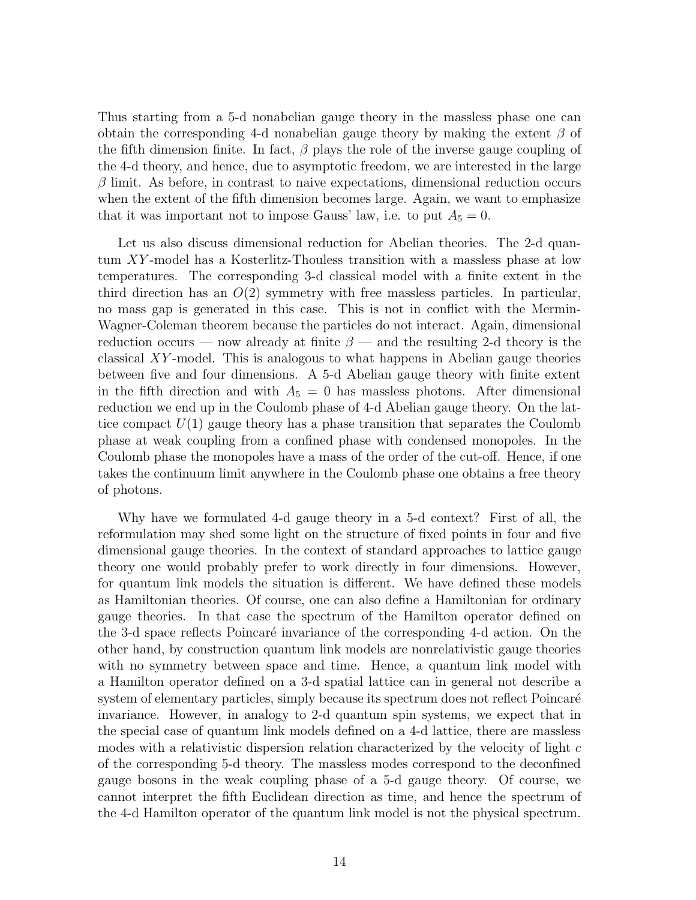Thus starting from a 5-d nonabelian gauge theory in the massless phase one can obtain the corresponding 4-d nonabelian gauge theory by making the extent $\beta$ of the fifth dimension finite. In fact, $\beta$ plays the role of the inverse gauge coupling of the 4-d theory, and hence, due to asymptotic freedom, we are interested in the large $\beta$ limit. As before, in contrast to naive expectations, dimensional reduction occurs when the extent of the fifth dimension becomes large. Again, we want to emphasize that it was important not to impose Gauss' law, i.e. to put $A_5 = 0$.

Let us also discuss dimensional reduction for Abelian theories. The 2-d quantum $XY$-model has a Kosterlitz-Thouless transition with a massless phase at low temperatures. The corresponding 3-d classical model with a finite extent in the third direction has an $O(2)$ symmetry with free massless particles. In particular, no mass gap is generated in this case. This is not in conflict with the Mermin-Wagner-Coleman theorem because the particles do not interact. Again, dimensional reduction occurs — now already at finite $\beta$ — and the resulting 2-d theory is the classical $XY$-model. This is analogous to what happens in Abelian gauge theories between five and four dimensions. A 5-d Abelian gauge theory with finite extent in the fifth direction and with $A_5 = 0$ has massless photons. After dimensional reduction we end up in the Coulomb phase of 4-d Abelian gauge theory. On the lattice compact $U(1)$ gauge theory has a phase transition that separates the Coulomb phase at weak coupling from a confined phase with condensed monopoles. In the Coulomb phase the monopoles have a mass of the order of the cut-off. Hence, if one takes the continuum limit anywhere in the Coulomb phase one obtains a free theory of photons.

Why have we formulated 4-d gauge theory in a 5-d context? First of all, the reformulation may shed some light on the structure of fixed points in four and five dimensional gauge theories. In the context of standard approaches to lattice gauge theory one would probably prefer to work directly in four dimensions. However, for quantum link models the situation is different. We have defined these models as Hamiltonian theories. Of course, one can also define a Hamiltonian for ordinary gauge theories. In that case the spectrum of the Hamilton operator defined on the 3-d space reflects Poincaré invariance of the corresponding 4-d action. On the other hand, by construction quantum link models are nonrelativistic gauge theories with no symmetry between space and time. Hence, a quantum link model with a Hamilton operator defined on a 3-d spatial lattice can in general not describe a system of elementary particles, simply because its spectrum does not reflect Poincaré invariance. However, in analogy to 2-d quantum spin systems, we expect that in the special case of quantum link models defined on a 4-d lattice, there are massless modes with a relativistic dispersion relation characterized by the velocity of light $c$ of the corresponding 5-d theory. The massless modes correspond to the deconfined gauge bosons in the weak coupling phase of a 5-d gauge theory. Of course, we cannot interpret the fifth Euclidean direction as time, and hence the spectrum of the 4-d Hamilton operator of the quantum link model is not the physical spectrum.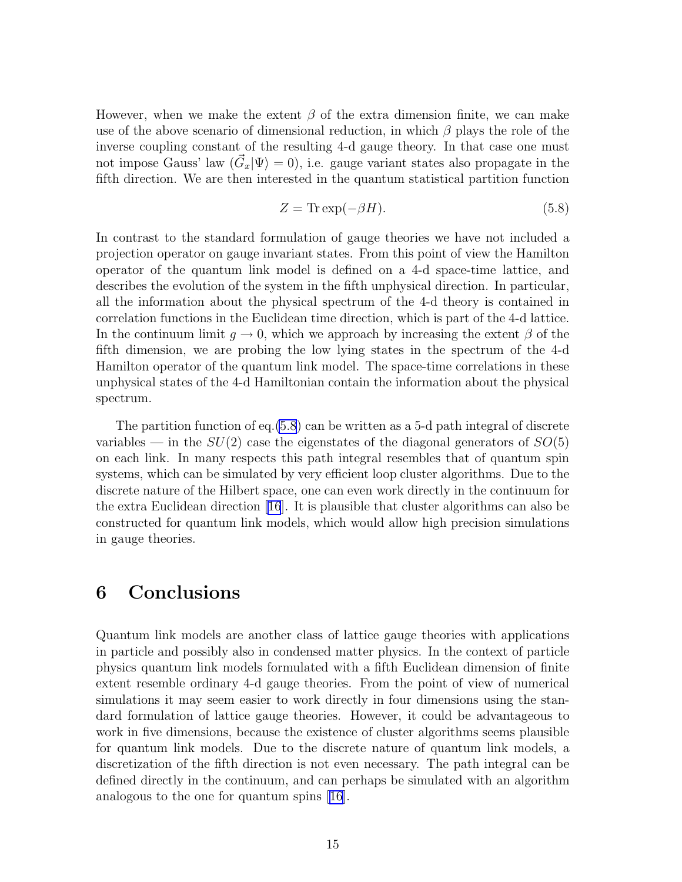However, when we make the extent $\beta$ of the extra dimension finite, we can make use of the above scenario of dimensional reduction, in which $\beta$ plays the role of the inverse coupling constant of the resulting 4-d gauge theory. In that case one must not impose Gauss' law ($\vec{G}_x|\Psi\rangle = 0$), i.e. gauge variant states also propagate in the fifth direction. We are then interested in the quantum statistical partition function

$$Z = \mathrm{Tr}\exp(-\beta H). \tag{5.8}$$

In contrast to the standard formulation of gauge theories we have not included a projection operator on gauge invariant states. From this point of view the Hamilton operator of the quantum link model is defined on a 4-d space-time lattice, and describes the evolution of the system in the fifth unphysical direction. In particular, all the information about the physical spectrum of the 4-d theory is contained in correlation functions in the Euclidean time direction, which is part of the 4-d lattice. In the continuum limit $g \to 0$, which we approach by increasing the extent $\beta$ of the fifth dimension, we are probing the low lying states in the spectrum of the 4-d Hamilton operator of the quantum link model. The space-time correlations in these unphysical states of the 4-d Hamiltonian contain the information about the physical spectrum.

The partition function of eq.(5.8) can be written as a 5-d path integral of discrete variables — in the $SU(2)$ case the eigenstates of the diagonal generators of $SO(5)$ on each link. In many respects this path integral resembles that of quantum spin systems, which can be simulated by very efficient loop cluster algorithms. Due to the discrete nature of the Hilbert space, one can even work directly in the continuum for the extra Euclidean direction [16]. It is plausible that cluster algorithms can also be constructed for quantum link models, which would allow high precision simulations in gauge theories.

# 6 Conclusions

Quantum link models are another class of lattice gauge theories with applications in particle and possibly also in condensed matter physics. In the context of particle physics quantum link models formulated with a fifth Euclidean dimension of finite extent resemble ordinary 4-d gauge theories. From the point of view of numerical simulations it may seem easier to work directly in four dimensions using the standard formulation of lattice gauge theories. However, it could be advantageous to work in five dimensions, because the existence of cluster algorithms seems plausible for quantum link models. Due to the discrete nature of quantum link models, a discretization of the fifth direction is not even necessary. The path integral can be defined directly in the continuum, and can perhaps be simulated with an algorithm analogous to the one for quantum spins [16].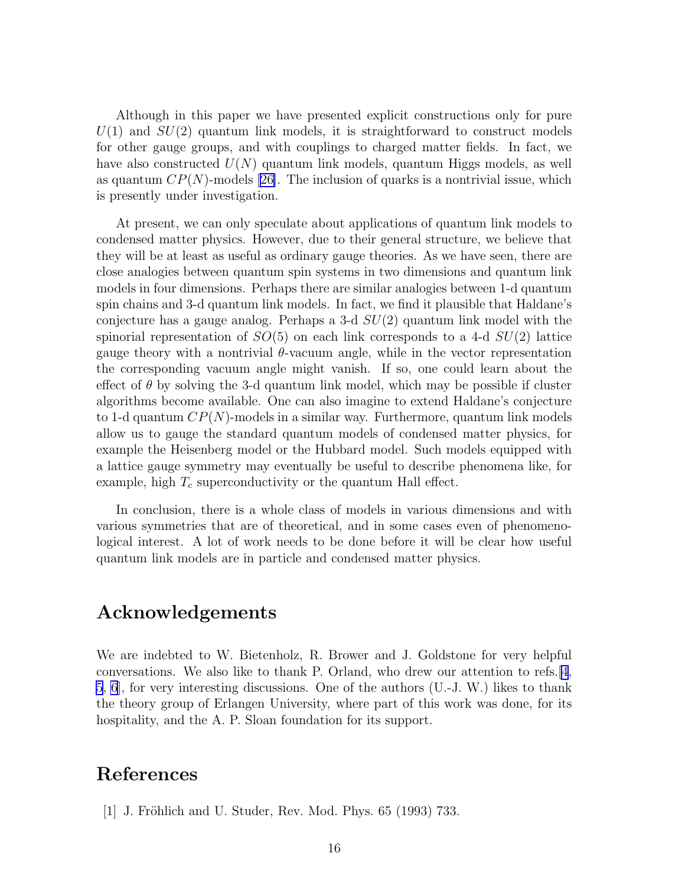Although in this paper we have presented explicit constructions only for pure $U(1)$ and $SU(2)$ quantum link models, it is straightforward to construct models for other gauge groups, and with couplings to charged matter fields. In fact, we have also constructed $U(N)$ quantum link models, quantum Higgs models, as well as quantum $CP(N)$-models [26]. The inclusion of quarks is a nontrivial issue, which is presently under investigation.

At present, we can only speculate about applications of quantum link models to condensed matter physics. However, due to their general structure, we believe that they will be at least as useful as ordinary gauge theories. As we have seen, there are close analogies between quantum spin systems in two dimensions and quantum link models in four dimensions. Perhaps there are similar analogies between 1-d quantum spin chains and 3-d quantum link models. In fact, we find it plausible that Haldane's conjecture has a gauge analog. Perhaps a 3-d $SU(2)$ quantum link model with the spinorial representation of $SO(5)$ on each link corresponds to a 4-d $SU(2)$ lattice gauge theory with a nontrivial $\theta$-vacuum angle, while in the vector representation the corresponding vacuum angle might vanish. If so, one could learn about the effect of $\theta$ by solving the 3-d quantum link model, which may be possible if cluster algorithms become available. One can also imagine to extend Haldane's conjecture to 1-d quantum $CP(N)$-models in a similar way. Furthermore, quantum link models allow us to gauge the standard quantum models of condensed matter physics, for example the Heisenberg model or the Hubbard model. Such models equipped with a lattice gauge symmetry may eventually be useful to describe phenomena like, for example, high $T_c$ superconductivity or the quantum Hall effect.

In conclusion, there is a whole class of models in various dimensions and with various symmetries that are of theoretical, and in some cases even of phenomenological interest. A lot of work needs to be done before it will be clear how useful quantum link models are in particle and condensed matter physics.

## Acknowledgements

We are indebted to W. Bietenholz, R. Brower and J. Goldstone for very helpful conversations. We also like to thank P. Orland, who drew our attention to refs.[4, 5, 6], for very interesting discussions. One of the authors (U.-J. W.) likes to thank the theory group of Erlangen University, where part of this work was done, for its hospitality, and the A. P. Sloan foundation for its support.

## References

[1] J. Fröhlich and U. Studer, Rev. Mod. Phys. 65 (1993) 733.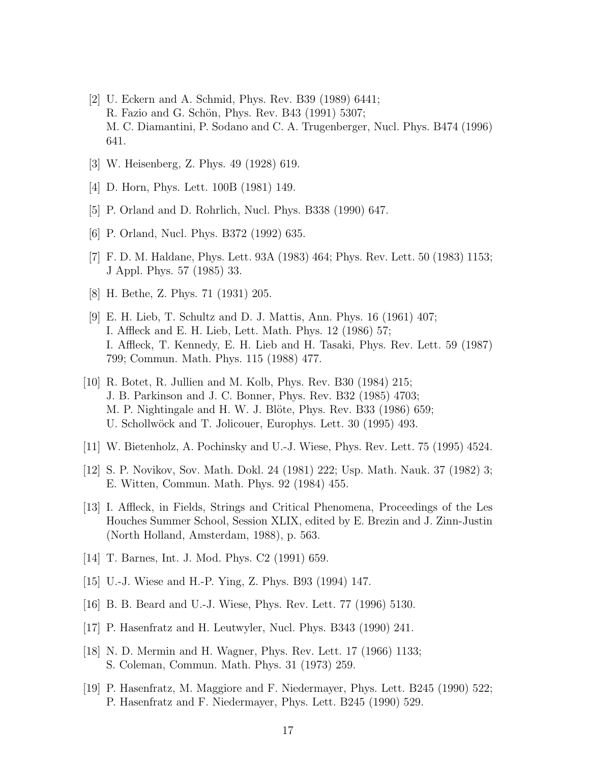[2] U. Eckern and A. Schmid, Phys. Rev. B39 (1989) 6441;
R. Fazio and G. Schön, Phys. Rev. B43 (1991) 5307;
M. C. Diamantini, P. Sodano and C. A. Trugenberger, Nucl. Phys. B474 (1996) 641.

[3] W. Heisenberg, Z. Phys. 49 (1928) 619.

[4] D. Horn, Phys. Lett. 100B (1981) 149.

[5] P. Orland and D. Rohrlich, Nucl. Phys. B338 (1990) 647.

[6] P. Orland, Nucl. Phys. B372 (1992) 635.

[7] F. D. M. Haldane, Phys. Lett. 93A (1983) 464; Phys. Rev. Lett. 50 (1983) 1153; J Appl. Phys. 57 (1985) 33.

[8] H. Bethe, Z. Phys. 71 (1931) 205.

[9] E. H. Lieb, T. Schultz and D. J. Mattis, Ann. Phys. 16 (1961) 407;
I. Affleck and E. H. Lieb, Lett. Math. Phys. 12 (1986) 57;
I. Affleck, T. Kennedy, E. H. Lieb and H. Tasaki, Phys. Rev. Lett. 59 (1987) 799; Commun. Math. Phys. 115 (1988) 477.

[10] R. Botet, R. Jullien and M. Kolb, Phys. Rev. B30 (1984) 215;
J. B. Parkinson and J. C. Bonner, Phys. Rev. B32 (1985) 4703;
M. P. Nightingale and H. W. J. Blöte, Phys. Rev. B33 (1986) 659;
U. Schollwöck and T. Jolicouer, Europhys. Lett. 30 (1995) 493.

[11] W. Bietenholz, A. Pochinsky and U.-J. Wiese, Phys. Rev. Lett. 75 (1995) 4524.

[12] S. P. Novikov, Sov. Math. Dokl. 24 (1981) 222; Usp. Math. Nauk. 37 (1982) 3;
E. Witten, Commun. Math. Phys. 92 (1984) 455.

[13] I. Affleck, in Fields, Strings and Critical Phenomena, Proceedings of the Les Houches Summer School, Session XLIX, edited by E. Brezin and J. Zinn-Justin (North Holland, Amsterdam, 1988), p. 563.

[14] T. Barnes, Int. J. Mod. Phys. C2 (1991) 659.

[15] U.-J. Wiese and H.-P. Ying, Z. Phys. B93 (1994) 147.

[16] B. B. Beard and U.-J. Wiese, Phys. Rev. Lett. 77 (1996) 5130.

[17] P. Hasenfratz and H. Leutwyler, Nucl. Phys. B343 (1990) 241.

[18] N. D. Mermin and H. Wagner, Phys. Rev. Lett. 17 (1966) 1133;
S. Coleman, Commun. Math. Phys. 31 (1973) 259.

[19] P. Hasenfratz, M. Maggiore and F. Niedermayer, Phys. Lett. B245 (1990) 522;
P. Hasenfratz and F. Niedermayer, Phys. Lett. B245 (1990) 529.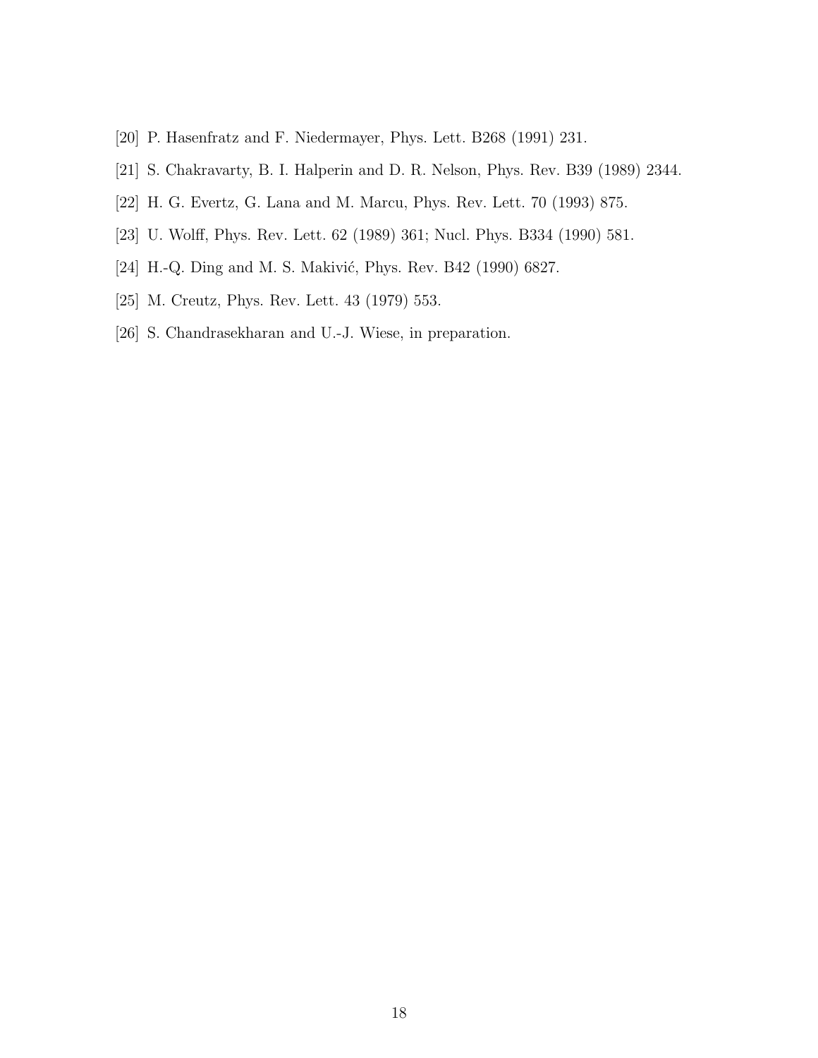[20] P. Hasenfratz and F. Niedermayer, Phys. Lett. B268 (1991) 231.

[21] S. Chakravarty, B. I. Halperin and D. R. Nelson, Phys. Rev. B39 (1989) 2344.

[22] H. G. Evertz, G. Lana and M. Marcu, Phys. Rev. Lett. 70 (1993) 875.

[23] U. Wolff, Phys. Rev. Lett. 62 (1989) 361; Nucl. Phys. B334 (1990) 581.

[24] H.-Q. Ding and M. S. Makivić, Phys. Rev. B42 (1990) 6827.

[25] M. Creutz, Phys. Rev. Lett. 43 (1979) 553.

[26] S. Chandrasekharan and U.-J. Wiese, in preparation.